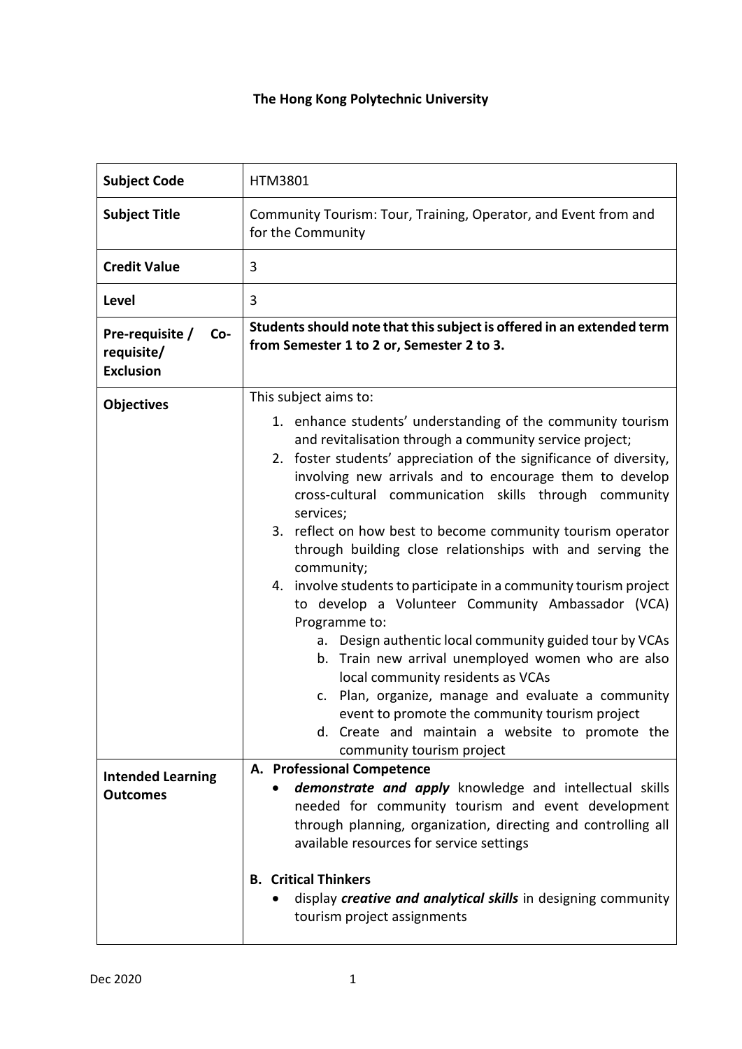**The Hong Kong Polytechnic University**

| **Subject Code** | HTM3801 |
| --- | --- |
| **Subject Title** | Community Tourism: Tour, Training, Operator, and Event from and for the Community |
| **Credit Value** | 3 |
| **Level** | 3 |
| **Pre-requisite / Co-requisite/ Exclusion** | **Students should note that this subject is offered in an extended term from Semester 1 to 2 or, Semester 2 to 3.** |
| **Objectives** | This subject aims to:<br>1. enhance students' understanding of the community tourism and revitalisation through a community service project;<br>2. foster students' appreciation of the significance of diversity, involving new arrivals and to encourage them to develop cross-cultural communication skills through community services;<br>3. reflect on how best to become community tourism operator through building close relationships with and serving the community;<br>4. involve students to participate in a community tourism project to develop a Volunteer Community Ambassador (VCA) Programme to:<br>a. Design authentic local community guided tour by VCAs<br>b. Train new arrival unemployed women who are also local community residents as VCAs<br>c. Plan, organize, manage and evaluate a community event to promote the community tourism project<br>d. Create and maintain a website to promote the community tourism project |
| **Intended Learning Outcomes** | **A. Professional Competence**<br>• ***demonstrate and apply*** knowledge and intellectual skills needed for community tourism and event development through planning, organization, directing and controlling all available resources for service settings<br><br>**B. Critical Thinkers**<br>• display ***creative and analytical skills*** in designing community tourism project assignments |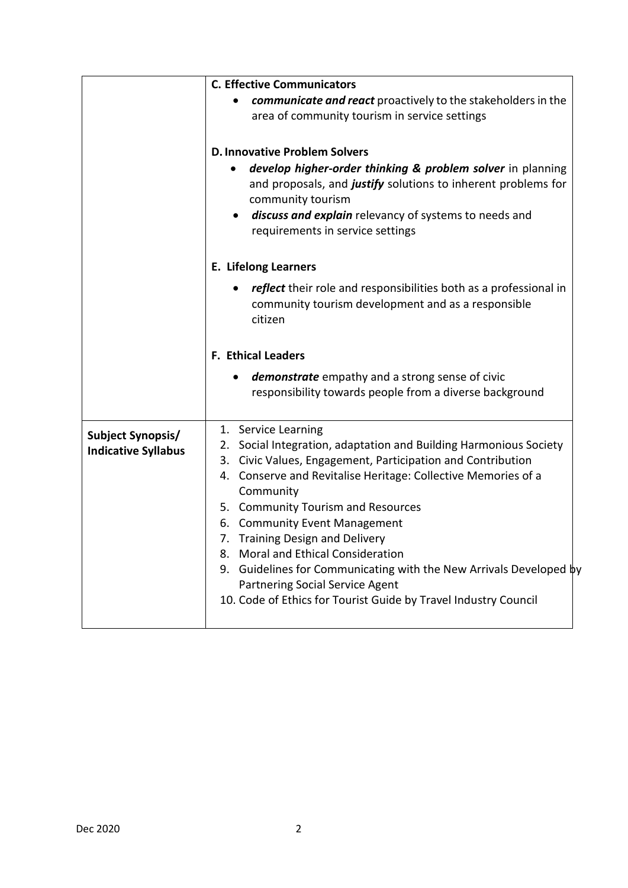| | |
|---|---|
| | **C. Effective Communicators**<br>• ***communicate and react*** proactively to the stakeholders in the area of community tourism in service settings<br><br>**D. Innovative Problem Solvers**<br>• ***develop higher-order thinking & problem solver*** in planning and proposals, and ***justify*** solutions to inherent problems for community tourism<br>• ***discuss and explain*** relevancy of systems to needs and requirements in service settings<br><br>**E. Lifelong Learners**<br>• ***reflect*** their role and responsibilities both as a professional in community tourism development and as a responsible citizen<br><br>**F. Ethical Leaders**<br>• ***demonstrate*** empathy and a strong sense of civic responsibility towards people from a diverse background |
| **Subject Synopsis/ Indicative Syllabus** | 1. Service Learning<br>2. Social Integration, adaptation and Building Harmonious Society<br>3. Civic Values, Engagement, Participation and Contribution<br>4. Conserve and Revitalise Heritage: Collective Memories of a Community<br>5. Community Tourism and Resources<br>6. Community Event Management<br>7. Training Design and Delivery<br>8. Moral and Ethical Consideration<br>9. Guidelines for Communicating with the New Arrivals Developed by Partnering Social Service Agent<br>10. Code of Ethics for Tourist Guide by Travel Industry Council |

Dec 2020